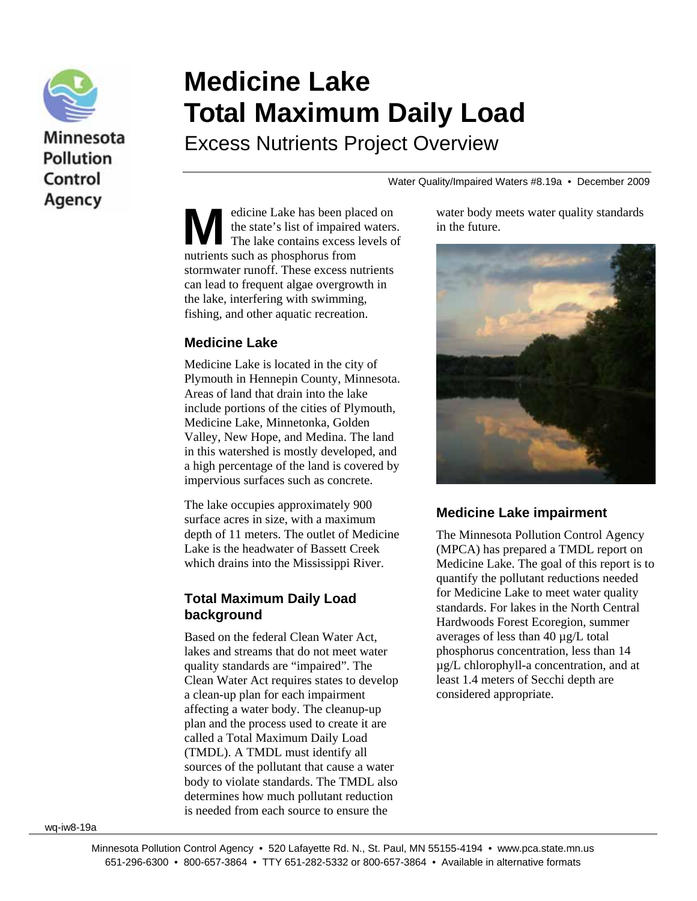Minnesota Pollution Control Agency

# Medicine Lake Total Maximum Daily Load

## Excess Nutrients Project Overview

Water Quality/Impaired Waters #8.19a • December 2009

Medicine Lake has been placed on the state's list of impaired waters. The lake contains excess levels of nutrients such as phosphorus from stormwater runoff. These excess nutrients can lead to frequent algae overgrowth in the lake, interfering with swimming, fishing, and other aquatic recreation.

### Medicine Lake

Medicine Lake is located in the city of Plymouth in Hennepin County, Minnesota. Areas of land that drain into the lake include portions of the cities of Plymouth, Medicine Lake, Minnetonka, Golden Valley, New Hope, and Medina. The land in this watershed is mostly developed, and a high percentage of the land is covered by impervious surfaces such as concrete.

The lake occupies approximately 900 surface acres in size, with a maximum depth of 11 meters. The outlet of Medicine Lake is the headwater of Bassett Creek which drains into the Mississippi River.

### Total Maximum Daily Load background

Based on the federal Clean Water Act, lakes and streams that do not meet water quality standards are "impaired". The Clean Water Act requires states to develop a clean-up plan for each impairment affecting a water body. The cleanup-up plan and the process used to create it are called a Total Maximum Daily Load (TMDL). A TMDL must identify all sources of the pollutant that cause a water body to violate standards. The TMDL also determines how much pollutant reduction is needed from each source to ensure the water body meets water quality standards in the future.

### Medicine Lake impairment

The Minnesota Pollution Control Agency (MPCA) has prepared a TMDL report on Medicine Lake. The goal of this report is to quantify the pollutant reductions needed for Medicine Lake to meet water quality standards. For lakes in the North Central Hardwoods Forest Ecoregion, summer averages of less than 40 µg/L total phosphorus concentration, less than 14 µg/L chlorophyll-a concentration, and at least 1.4 meters of Secchi depth are considered appropriate.

wq-iw8-19a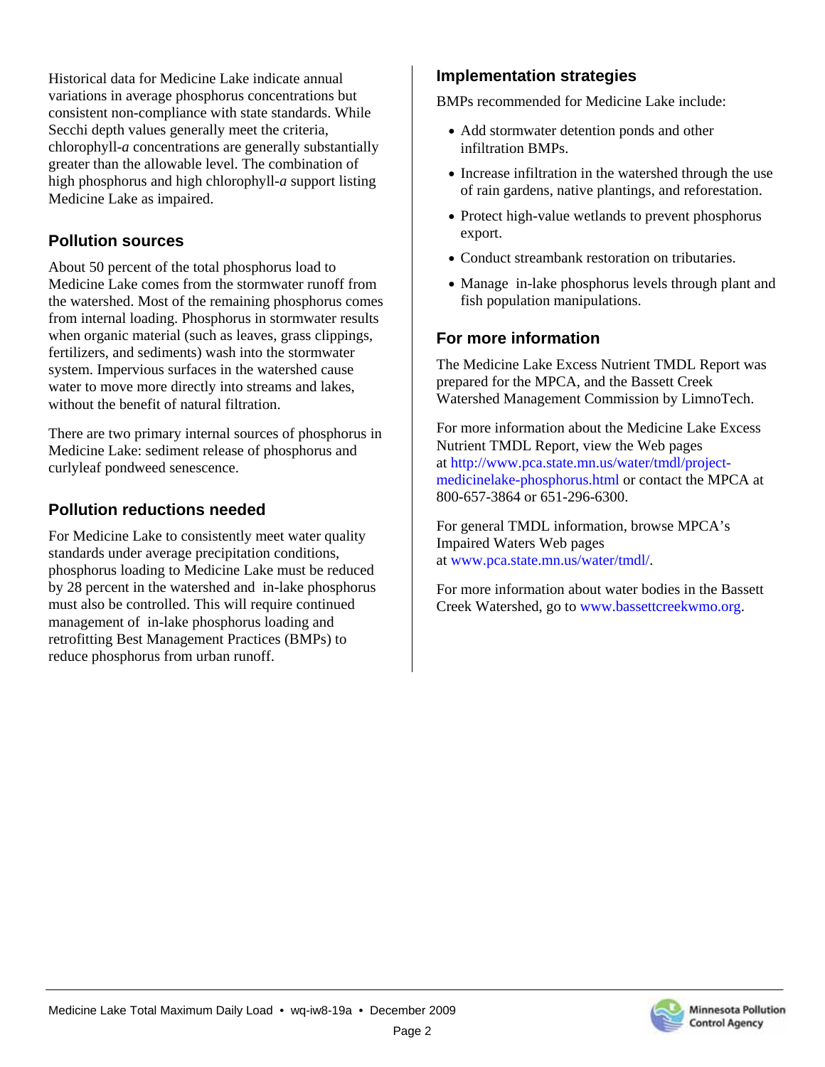Historical data for Medicine Lake indicate annual variations in average phosphorus concentrations but consistent non-compliance with state standards. While Secchi depth values generally meet the criteria, chlorophyll-*a* concentrations are generally substantially greater than the allowable level. The combination of high phosphorus and high chlorophyll-*a* support listing Medicine Lake as impaired.

## Pollution sources

About 50 percent of the total phosphorus load to Medicine Lake comes from the stormwater runoff from the watershed. Most of the remaining phosphorus comes from internal loading. Phosphorus in stormwater results when organic material (such as leaves, grass clippings, fertilizers, and sediments) wash into the stormwater system. Impervious surfaces in the watershed cause water to move more directly into streams and lakes, without the benefit of natural filtration.

There are two primary internal sources of phosphorus in Medicine Lake: sediment release of phosphorus and curlyleaf pondweed senescence.

## Pollution reductions needed

For Medicine Lake to consistently meet water quality standards under average precipitation conditions, phosphorus loading to Medicine Lake must be reduced by 28 percent in the watershed and in-lake phosphorus must also be controlled. This will require continued management of in-lake phosphorus loading and retrofitting Best Management Practices (BMPs) to reduce phosphorus from urban runoff.

## Implementation strategies

BMPs recommended for Medicine Lake include:

- Add stormwater detention ponds and other infiltration BMPs.
- Increase infiltration in the watershed through the use of rain gardens, native plantings, and reforestation.
- Protect high-value wetlands to prevent phosphorus export.
- Conduct streambank restoration on tributaries.
- Manage in-lake phosphorus levels through plant and fish population manipulations.

## For more information

The Medicine Lake Excess Nutrient TMDL Report was prepared for the MPCA, and the Bassett Creek Watershed Management Commission by LimnoTech.

For more information about the Medicine Lake Excess Nutrient TMDL Report, view the Web pages at http://www.pca.state.mn.us/water/tmdl/project-medicinelake-phosphorus.html or contact the MPCA at 800-657-3864 or 651-296-6300.

For general TMDL information, browse MPCA's Impaired Waters Web pages at www.pca.state.mn.us/water/tmdl/.

For more information about water bodies in the Bassett Creek Watershed, go to www.bassettcreekwmo.org.